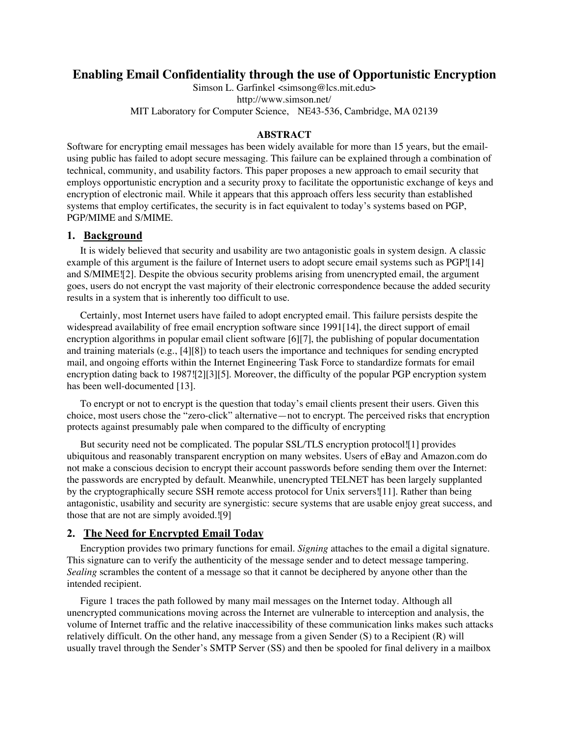# Enabling Email Confidentiality through the use of Opportunistic Encryption

Simson L. Garfinkel <simsong@lcs.mit.edu>
http://www.simson.net/
MIT Laboratory for Computer Science, NE43-536, Cambridge, MA 02139

### ABSTRACT

Software for encrypting email messages has been widely available for more than 15 years, but the email-using public has failed to adopt secure messaging. This failure can be explained through a combination of technical, community, and usability factors. This paper proposes a new approach to email security that employs opportunistic encryption and a security proxy to facilitate the opportunistic exchange of keys and encryption of electronic mail. While it appears that this approach offers less security than established systems that employ certificates, the security is in fact equivalent to today's systems based on PGP, PGP/MIME and S/MIME.

## 1. Background

It is widely believed that security and usability are two antagonistic goals in system design. A classic example of this argument is the failure of Internet users to adopt secure email systems such as PGP![14] and S/MIME![2]. Despite the obvious security problems arising from unencrypted email, the argument goes, users do not encrypt the vast majority of their electronic correspondence because the added security results in a system that is inherently too difficult to use.

Certainly, most Internet users have failed to adopt encrypted email. This failure persists despite the widespread availability of free email encryption software since 1991[14], the direct support of email encryption algorithms in popular email client software [6][7], the publishing of popular documentation and training materials (e.g., [4][8]) to teach users the importance and techniques for sending encrypted mail, and ongoing efforts within the Internet Engineering Task Force to standardize formats for email encryption dating back to 1987![2][3][5]. Moreover, the difficulty of the popular PGP encryption system has been well-documented [13].

To encrypt or not to encrypt is the question that today's email clients present their users. Given this choice, most users chose the "zero-click" alternative—not to encrypt. The perceived risks that encryption protects against presumably pale when compared to the difficulty of encrypting

But security need not be complicated. The popular SSL/TLS encryption protocol![1] provides ubiquitous and reasonably transparent encryption on many websites. Users of eBay and Amazon.com do not make a conscious decision to encrypt their account passwords before sending them over the Internet: the passwords are encrypted by default. Meanwhile, unencrypted TELNET has been largely supplanted by the cryptographically secure SSH remote access protocol for Unix servers![11]. Rather than being antagonistic, usability and security are synergistic: secure systems that are usable enjoy great success, and those that are not are simply avoided.![9]

## 2. The Need for Encrypted Email Today

Encryption provides two primary functions for email. *Signing* attaches to the email a digital signature. This signature can to verify the authenticity of the message sender and to detect message tampering. *Sealing* scrambles the content of a message so that it cannot be deciphered by anyone other than the intended recipient.

Figure 1 traces the path followed by many mail messages on the Internet today. Although all unencrypted communications moving across the Internet are vulnerable to interception and analysis, the volume of Internet traffic and the relative inaccessibility of these communication links makes such attacks relatively difficult. On the other hand, any message from a given Sender (S) to a Recipient (R) will usually travel through the Sender's SMTP Server (SS) and then be spooled for final delivery in a mailbox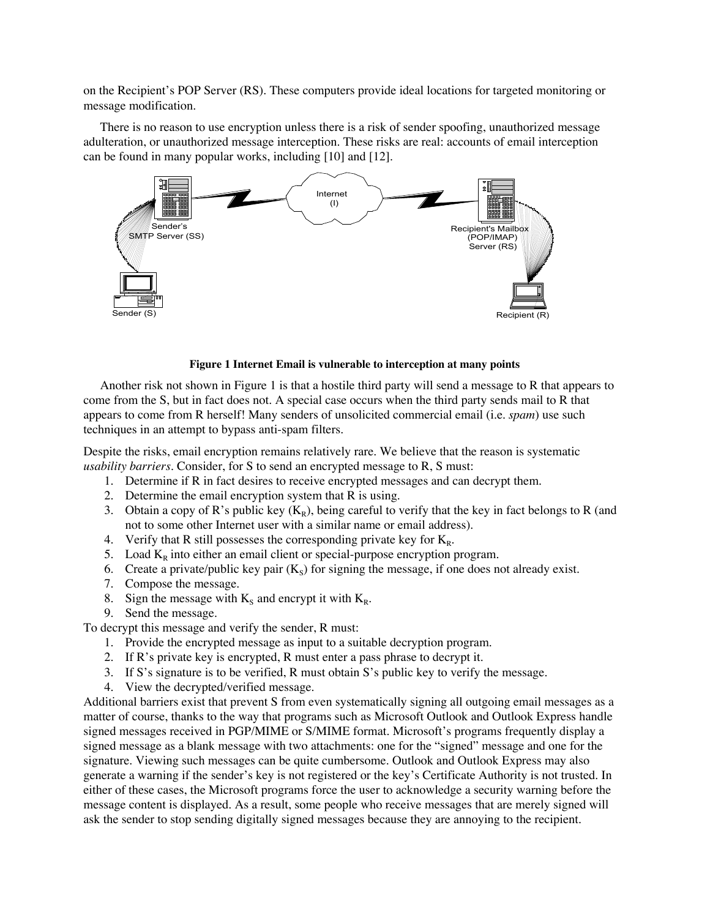on the Recipient's POP Server (RS). These computers provide ideal locations for targeted monitoring or message modification.

There is no reason to use encryption unless there is a risk of sender spoofing, unauthorized message adulteration, or unauthorized message interception. These risks are real: accounts of email interception can be found in many popular works, including [10] and [12].

**Figure 1 Internet Email is vulnerable to interception at many points**

Another risk not shown in Figure 1 is that a hostile third party will send a message to R that appears to come from the S, but in fact does not. A special case occurs when the third party sends mail to R that appears to come from R herself! Many senders of unsolicited commercial email (i.e. *spam*) use such techniques in an attempt to bypass anti-spam filters.

Despite the risks, email encryption remains relatively rare. We believe that the reason is systematic *usability barriers*. Consider, for S to send an encrypted message to R, S must:

1. Determine if R in fact desires to receive encrypted messages and can decrypt them.
2. Determine the email encryption system that R is using.
3. Obtain a copy of R's public key ($K_R$), being careful to verify that the key in fact belongs to R (and not to some other Internet user with a similar name or email address).
4. Verify that R still possesses the corresponding private key for $K_R$.
5. Load $K_R$ into either an email client or special-purpose encryption program.
6. Create a private/public key pair ($K_S$) for signing the message, if one does not already exist.
7. Compose the message.
8. Sign the message with $K_S$ and encrypt it with $K_R$.
9. Send the message.

To decrypt this message and verify the sender, R must:

1. Provide the encrypted message as input to a suitable decryption program.
2. If R's private key is encrypted, R must enter a pass phrase to decrypt it.
3. If S's signature is to be verified, R must obtain S's public key to verify the message.
4. View the decrypted/verified message.

Additional barriers exist that prevent S from even systematically signing all outgoing email messages as a matter of course, thanks to the way that programs such as Microsoft Outlook and Outlook Express handle signed messages received in PGP/MIME or S/MIME format. Microsoft's programs frequently display a signed message as a blank message with two attachments: one for the "signed" message and one for the signature. Viewing such messages can be quite cumbersome. Outlook and Outlook Express may also generate a warning if the sender's key is not registered or the key's Certificate Authority is not trusted. In either of these cases, the Microsoft programs force the user to acknowledge a security warning before the message content is displayed. As a result, some people who receive messages that are merely signed will ask the sender to stop sending digitally signed messages because they are annoying to the recipient.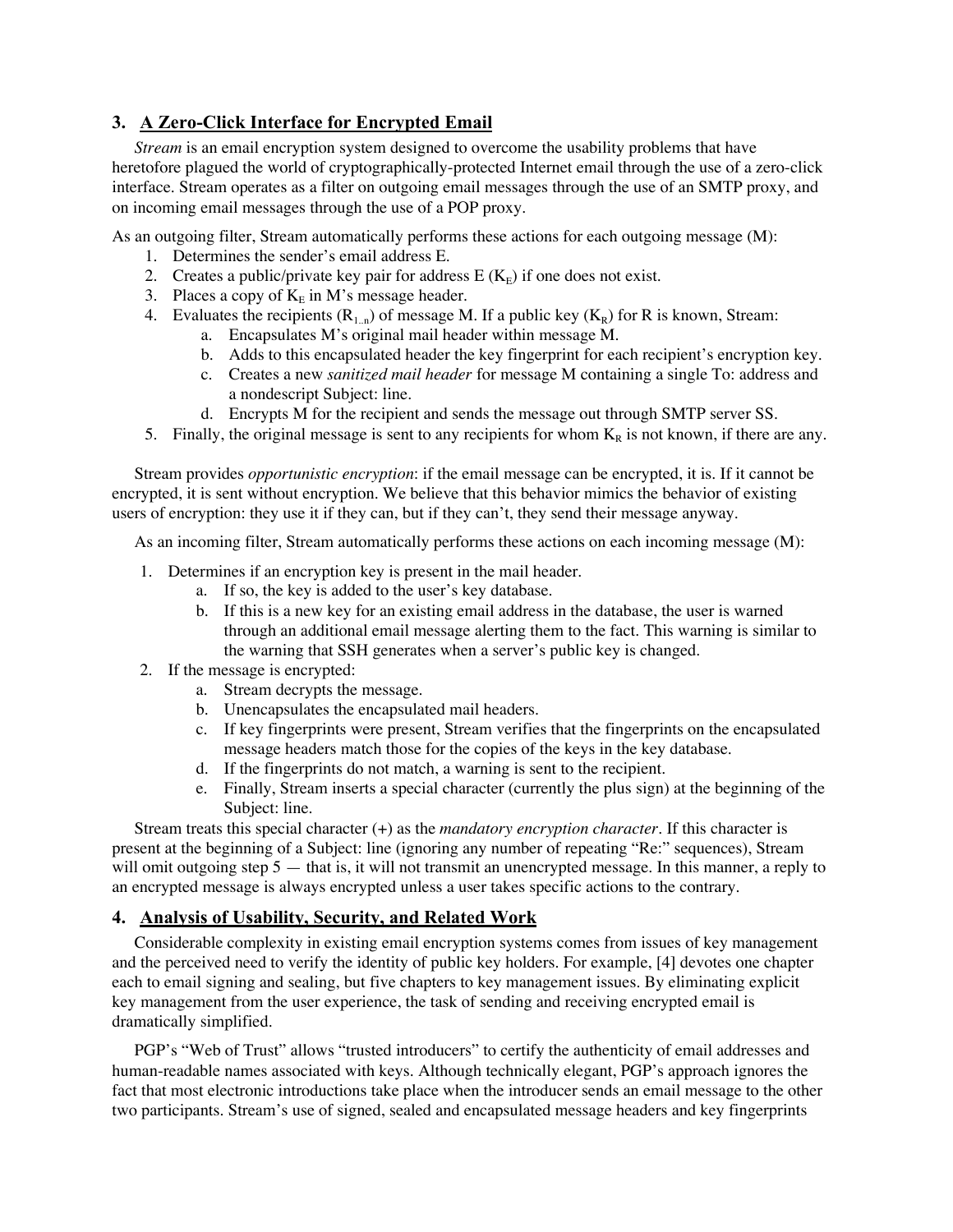## 3. A Zero-Click Interface for Encrypted Email

*Stream* is an email encryption system designed to overcome the usability problems that have heretofore plagued the world of cryptographically-protected Internet email through the use of a zero-click interface. Stream operates as a filter on outgoing email messages through the use of an SMTP proxy, and on incoming email messages through the use of a POP proxy.

As an outgoing filter, Stream automatically performs these actions for each outgoing message (M):

1. Determines the sender's email address E.
2. Creates a public/private key pair for address E ($K_E$) if one does not exist.
3. Places a copy of $K_E$ in M's message header.
4. Evaluates the recipients ($R_{1..n}$) of message M. If a public key ($K_R$) for R is known, Stream:
   a. Encapsulates M's original mail header within message M.
   b. Adds to this encapsulated header the key fingerprint for each recipient's encryption key.
   c. Creates a new *sanitized mail header* for message M containing a single To: address and a nondescript Subject: line.
   d. Encrypts M for the recipient and sends the message out through SMTP server SS.
5. Finally, the original message is sent to any recipients for whom $K_R$ is not known, if there are any.

Stream provides *opportunistic encryption*: if the email message can be encrypted, it is. If it cannot be encrypted, it is sent without encryption. We believe that this behavior mimics the behavior of existing users of encryption: they use it if they can, but if they can't, they send their message anyway.

As an incoming filter, Stream automatically performs these actions on each incoming message (M):

1. Determines if an encryption key is present in the mail header.
   a. If so, the key is added to the user's key database.
   b. If this is a new key for an existing email address in the database, the user is warned through an additional email message alerting them to the fact. This warning is similar to the warning that SSH generates when a server's public key is changed.
2. If the message is encrypted:
   a. Stream decrypts the message.
   b. Unencapsulates the encapsulated mail headers.
   c. If key fingerprints were present, Stream verifies that the fingerprints on the encapsulated message headers match those for the copies of the keys in the key database.
   d. If the fingerprints do not match, a warning is sent to the recipient.
   e. Finally, Stream inserts a special character (currently the plus sign) at the beginning of the Subject: line.

Stream treats this special character (+) as the *mandatory encryption character*. If this character is present at the beginning of a Subject: line (ignoring any number of repeating "Re:" sequences), Stream will omit outgoing step 5 — that is, it will not transmit an unencrypted message. In this manner, a reply to an encrypted message is always encrypted unless a user takes specific actions to the contrary.

## 4. Analysis of Usability, Security, and Related Work

Considerable complexity in existing email encryption systems comes from issues of key management and the perceived need to verify the identity of public key holders. For example, [4] devotes one chapter each to email signing and sealing, but five chapters to key management issues. By eliminating explicit key management from the user experience, the task of sending and receiving encrypted email is dramatically simplified.

PGP's "Web of Trust" allows "trusted introducers" to certify the authenticity of email addresses and human-readable names associated with keys. Although technically elegant, PGP's approach ignores the fact that most electronic introductions take place when the introducer sends an email message to the other two participants. Stream's use of signed, sealed and encapsulated message headers and key fingerprints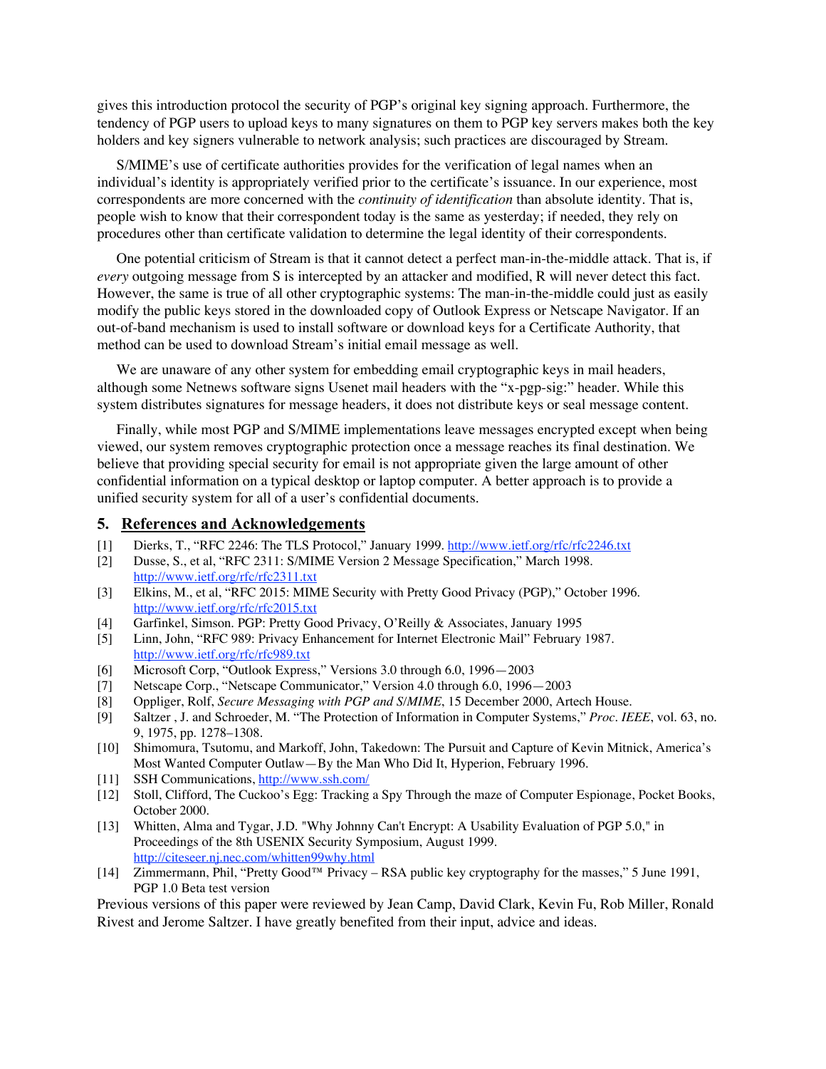gives this introduction protocol the security of PGP's original key signing approach. Furthermore, the tendency of PGP users to upload keys to many signatures on them to PGP key servers makes both the key holders and key signers vulnerable to network analysis; such practices are discouraged by Stream.

S/MIME's use of certificate authorities provides for the verification of legal names when an individual's identity is appropriately verified prior to the certificate's issuance. In our experience, most correspondents are more concerned with the *continuity of identification* than absolute identity. That is, people wish to know that their correspondent today is the same as yesterday; if needed, they rely on procedures other than certificate validation to determine the legal identity of their correspondents.

One potential criticism of Stream is that it cannot detect a perfect man-in-the-middle attack. That is, if *every* outgoing message from S is intercepted by an attacker and modified, R will never detect this fact. However, the same is true of all other cryptographic systems: The man-in-the-middle could just as easily modify the public keys stored in the downloaded copy of Outlook Express or Netscape Navigator. If an out-of-band mechanism is used to install software or download keys for a Certificate Authority, that method can be used to download Stream's initial email message as well.

We are unaware of any other system for embedding email cryptographic keys in mail headers, although some Netnews software signs Usenet mail headers with the "x-pgp-sig:" header. While this system distributes signatures for message headers, it does not distribute keys or seal message content.

Finally, while most PGP and S/MIME implementations leave messages encrypted except when being viewed, our system removes cryptographic protection once a message reaches its final destination. We believe that providing special security for email is not appropriate given the large amount of other confidential information on a typical desktop or laptop computer. A better approach is to provide a unified security system for all of a user's confidential documents.

## 5. References and Acknowledgements

[1] Dierks, T., "RFC 2246: The TLS Protocol," January 1999. http://www.ietf.org/rfc/rfc2246.txt

[2] Dusse, S., et al, "RFC 2311: S/MIME Version 2 Message Specification," March 1998. http://www.ietf.org/rfc/rfc2311.txt

[3] Elkins, M., et al, "RFC 2015: MIME Security with Pretty Good Privacy (PGP)," October 1996. http://www.ietf.org/rfc/rfc2015.txt

[4] Garfinkel, Simson. PGP: Pretty Good Privacy, O'Reilly & Associates, January 1995

[5] Linn, John, "RFC 989: Privacy Enhancement for Internet Electronic Mail" February 1987. http://www.ietf.org/rfc/rfc989.txt

[6] Microsoft Corp, "Outlook Express," Versions 3.0 through 6.0, 1996—2003

[7] Netscape Corp., "Netscape Communicator," Version 4.0 through 6.0, 1996—2003

[8] Oppliger, Rolf, *Secure Messaging with PGP and S/MIME*, 15 December 2000, Artech House.

[9] Saltzer , J. and Schroeder, M. "The Protection of Information in Computer Systems," *Proc. IEEE*, vol. 63, no. 9, 1975, pp. 1278–1308.

[10] Shimomura, Tsutomu, and Markoff, John, Takedown: The Pursuit and Capture of Kevin Mitnick, America's Most Wanted Computer Outlaw—By the Man Who Did It, Hyperion, February 1996.

[11] SSH Communications, http://www.ssh.com/

[12] Stoll, Clifford, The Cuckoo's Egg: Tracking a Spy Through the maze of Computer Espionage, Pocket Books, October 2000.

[13] Whitten, Alma and Tygar, J.D. "Why Johnny Can't Encrypt: A Usability Evaluation of PGP 5.0," in Proceedings of the 8th USENIX Security Symposium, August 1999. http://citeseer.nj.nec.com/whitten99why.html

[14] Zimmermann, Phil, "Pretty Good™ Privacy – RSA public key cryptography for the masses," 5 June 1991, PGP 1.0 Beta test version

Previous versions of this paper were reviewed by Jean Camp, David Clark, Kevin Fu, Rob Miller, Ronald Rivest and Jerome Saltzer. I have greatly benefited from their input, advice and ideas.